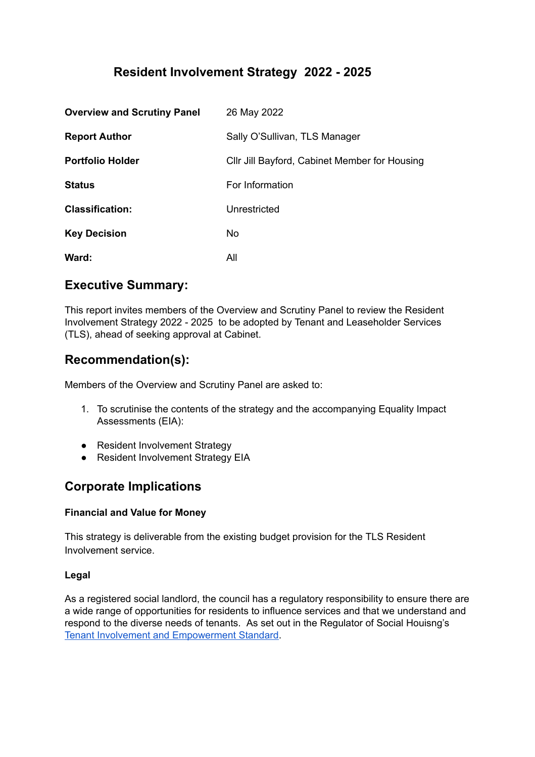# Resident Involvement Strategy 2022 - 2025

| | |
|---|---|
| **Overview and Scrutiny Panel** | 26 May 2022 |
| **Report Author** | Sally O'Sullivan, TLS Manager |
| **Portfolio Holder** | Cllr Jill Bayford, Cabinet Member for Housing |
| **Status** | For Information |
| **Classification:** | Unrestricted |
| **Key Decision** | No |
| **Ward:** | All |

## Executive Summary:

This report invites members of the Overview and Scrutiny Panel to review the Resident Involvement Strategy 2022 - 2025 to be adopted by Tenant and Leaseholder Services (TLS), ahead of seeking approval at Cabinet.

## Recommendation(s):

Members of the Overview and Scrutiny Panel are asked to:

1. To scrutinise the contents of the strategy and the accompanying Equality Impact Assessments (EIA):

- Resident Involvement Strategy
- Resident Involvement Strategy EIA

## Corporate Implications

### Financial and Value for Money

This strategy is deliverable from the existing budget provision for the TLS Resident Involvement service.

### Legal

As a registered social landlord, the council has a regulatory responsibility to ensure there are a wide range of opportunities for residents to influence services and that we understand and respond to the diverse needs of tenants. As set out in the Regulator of Social Houisng's [Tenant Involvement and Empowerment Standard](#).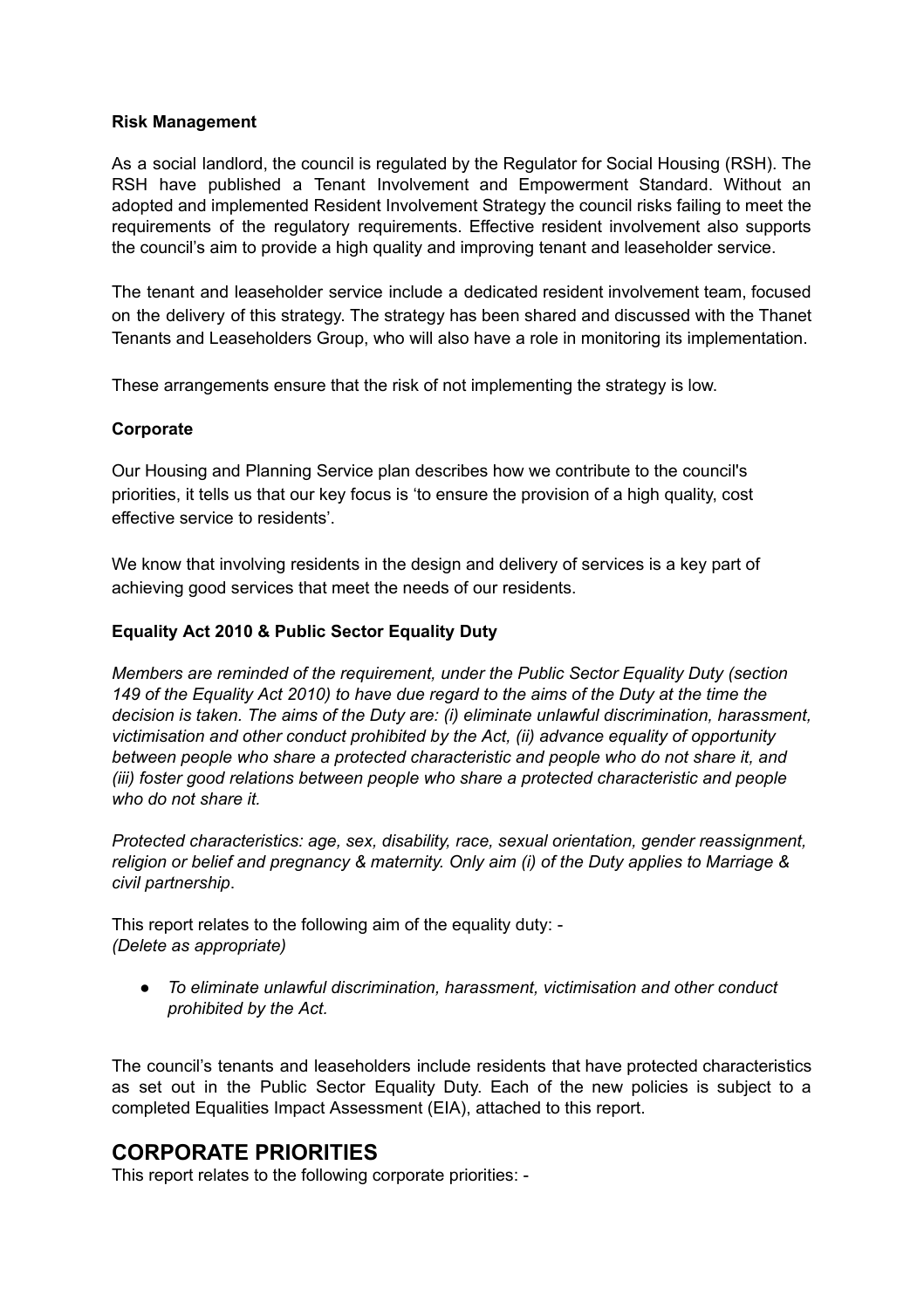**Risk Management**

As a social landlord, the council is regulated by the Regulator for Social Housing (RSH). The RSH have published a Tenant Involvement and Empowerment Standard. Without an adopted and implemented Resident Involvement Strategy the council risks failing to meet the requirements of the regulatory requirements. Effective resident involvement also supports the council's aim to provide a high quality and improving tenant and leaseholder service.

The tenant and leaseholder service include a dedicated resident involvement team, focused on the delivery of this strategy. The strategy has been shared and discussed with the Thanet Tenants and Leaseholders Group, who will also have a role in monitoring its implementation.

These arrangements ensure that the risk of not implementing the strategy is low.

**Corporate**

Our Housing and Planning Service plan describes how we contribute to the council's priorities, it tells us that our key focus is 'to ensure the provision of a high quality, cost effective service to residents'.

We know that involving residents in the design and delivery of services is a key part of achieving good services that meet the needs of our residents.

**Equality Act 2010 & Public Sector Equality Duty**

*Members are reminded of the requirement, under the Public Sector Equality Duty (section 149 of the Equality Act 2010) to have due regard to the aims of the Duty at the time the decision is taken. The aims of the Duty are: (i) eliminate unlawful discrimination, harassment, victimisation and other conduct prohibited by the Act, (ii) advance equality of opportunity between people who share a protected characteristic and people who do not share it, and (iii) foster good relations between people who share a protected characteristic and people who do not share it.*

*Protected characteristics: age, sex, disability, race, sexual orientation, gender reassignment, religion or belief and pregnancy & maternity. Only aim (i) of the Duty applies to Marriage & civil partnership*.

This report relates to the following aim of the equality duty: -
*(Delete as appropriate)*

- *To eliminate unlawful discrimination, harassment, victimisation and other conduct prohibited by the Act.*

The council's tenants and leaseholders include residents that have protected characteristics as set out in the Public Sector Equality Duty. Each of the new policies is subject to a completed Equalities Impact Assessment (EIA), attached to this report.

## CORPORATE PRIORITIES

This report relates to the following corporate priorities: -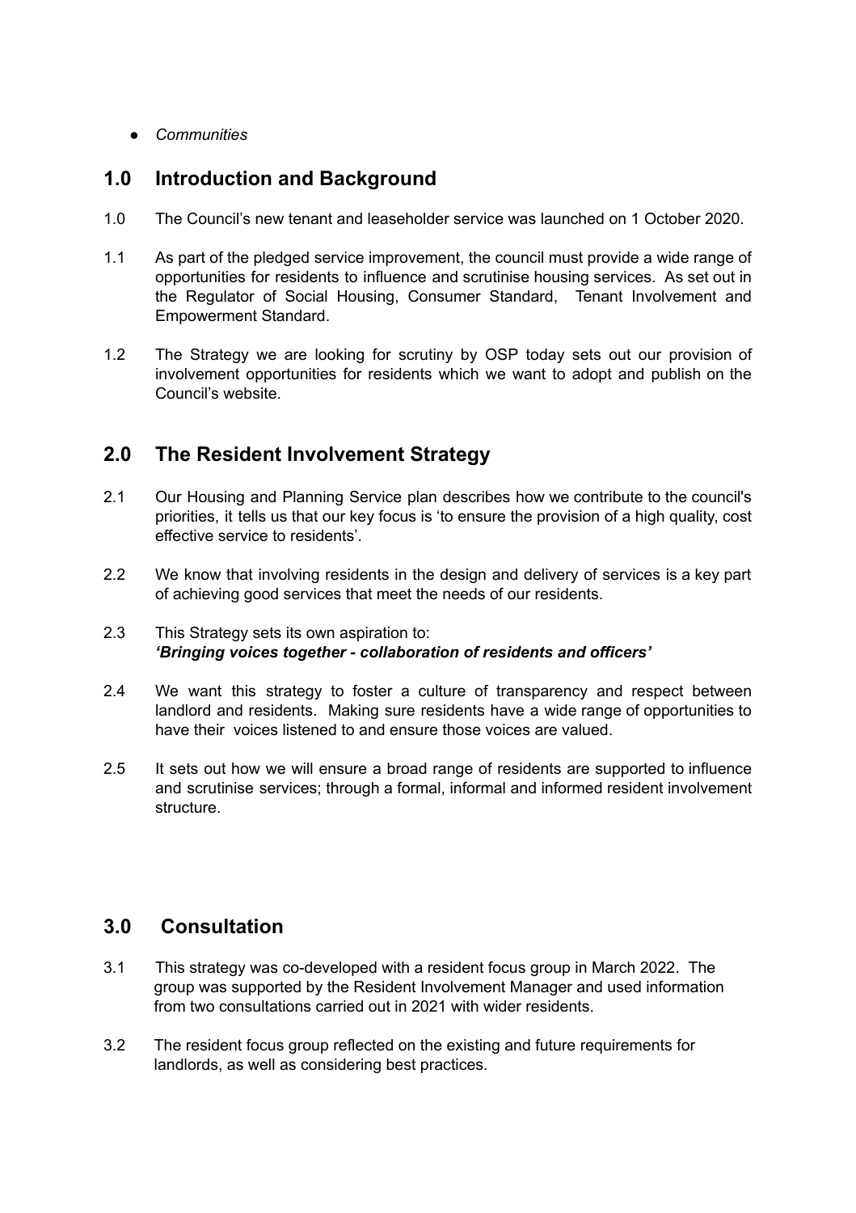- *Communities*

## 1.0 Introduction and Background

1.0 The Council's new tenant and leaseholder service was launched on 1 October 2020.

1.1 As part of the pledged service improvement, the council must provide a wide range of opportunities for residents to influence and scrutinise housing services. As set out in the Regulator of Social Housing, Consumer Standard, Tenant Involvement and Empowerment Standard.

1.2 The Strategy we are looking for scrutiny by OSP today sets out our provision of involvement opportunities for residents which we want to adopt and publish on the Council's website.

## 2.0 The Resident Involvement Strategy

2.1 Our Housing and Planning Service plan describes how we contribute to the council's priorities, it tells us that our key focus is 'to ensure the provision of a high quality, cost effective service to residents'.

2.2 We know that involving residents in the design and delivery of services is a key part of achieving good services that meet the needs of our residents.

2.3 This Strategy sets its own aspiration to:
***'Bringing voices together - collaboration of residents and officers'***

2.4 We want this strategy to foster a culture of transparency and respect between landlord and residents. Making sure residents have a wide range of opportunities to have their voices listened to and ensure those voices are valued.

2.5 It sets out how we will ensure a broad range of residents are supported to influence and scrutinise services; through a formal, informal and informed resident involvement structure.

## 3.0 Consultation

3.1 This strategy was co-developed with a resident focus group in March 2022. The group was supported by the Resident Involvement Manager and used information from two consultations carried out in 2021 with wider residents.

3.2 The resident focus group reflected on the existing and future requirements for landlords, as well as considering best practices.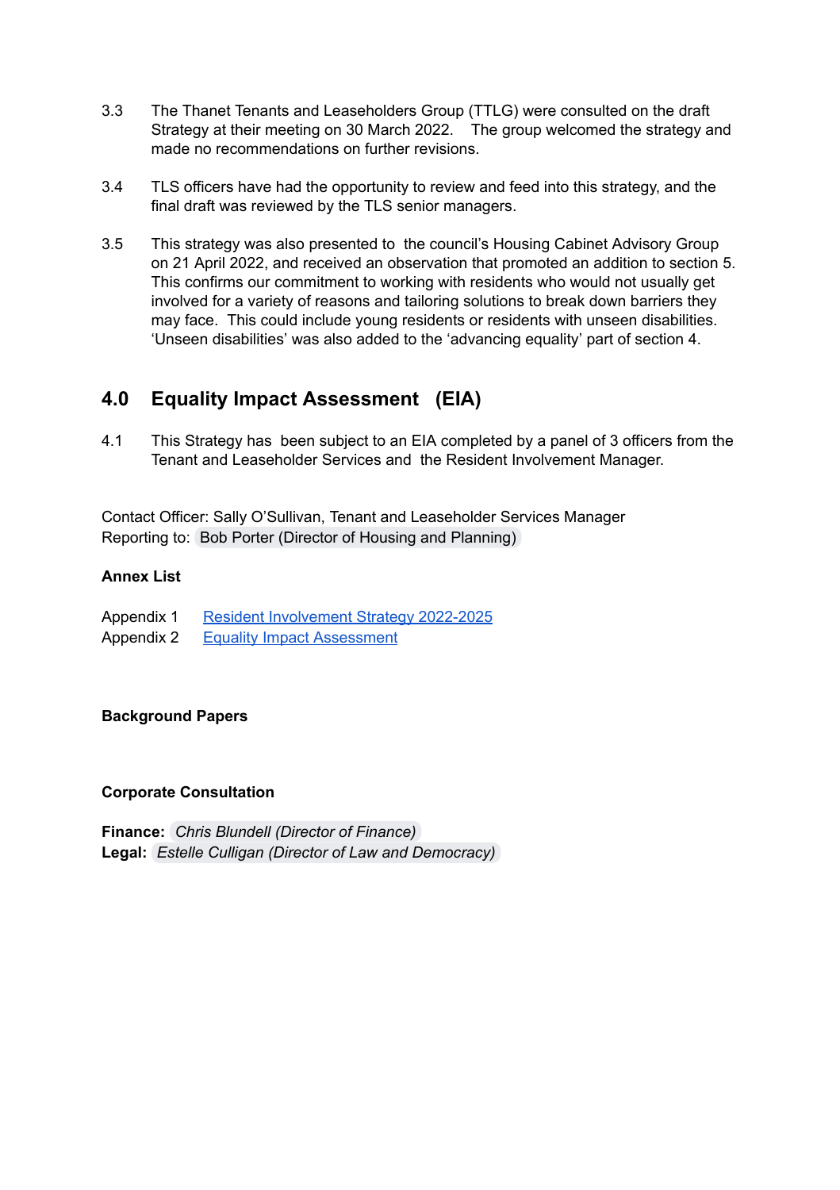3.3 The Thanet Tenants and Leaseholders Group (TTLG) were consulted on the draft Strategy at their meeting on 30 March 2022. The group welcomed the strategy and made no recommendations on further revisions.

3.4 TLS officers have had the opportunity to review and feed into this strategy, and the final draft was reviewed by the TLS senior managers.

3.5 This strategy was also presented to the council's Housing Cabinet Advisory Group on 21 April 2022, and received an observation that promoted an addition to section 5. This confirms our commitment to working with residents who would not usually get involved for a variety of reasons and tailoring solutions to break down barriers they may face. This could include young residents or residents with unseen disabilities. 'Unseen disabilities' was also added to the 'advancing equality' part of section 4.

## 4.0 Equality Impact Assessment (EIA)

4.1 This Strategy has been subject to an EIA completed by a panel of 3 officers from the Tenant and Leaseholder Services and the Resident Involvement Manager.

Contact Officer: Sally O'Sullivan, Tenant and Leaseholder Services Manager
Reporting to: Bob Porter (Director of Housing and Planning)

**Annex List**

Appendix 1 Resident Involvement Strategy 2022-2025
Appendix 2 Equality Impact Assessment

**Background Papers**

**Corporate Consultation**

**Finance:** *Chris Blundell (Director of Finance)*
**Legal:** *Estelle Culligan (Director of Law and Democracy)*